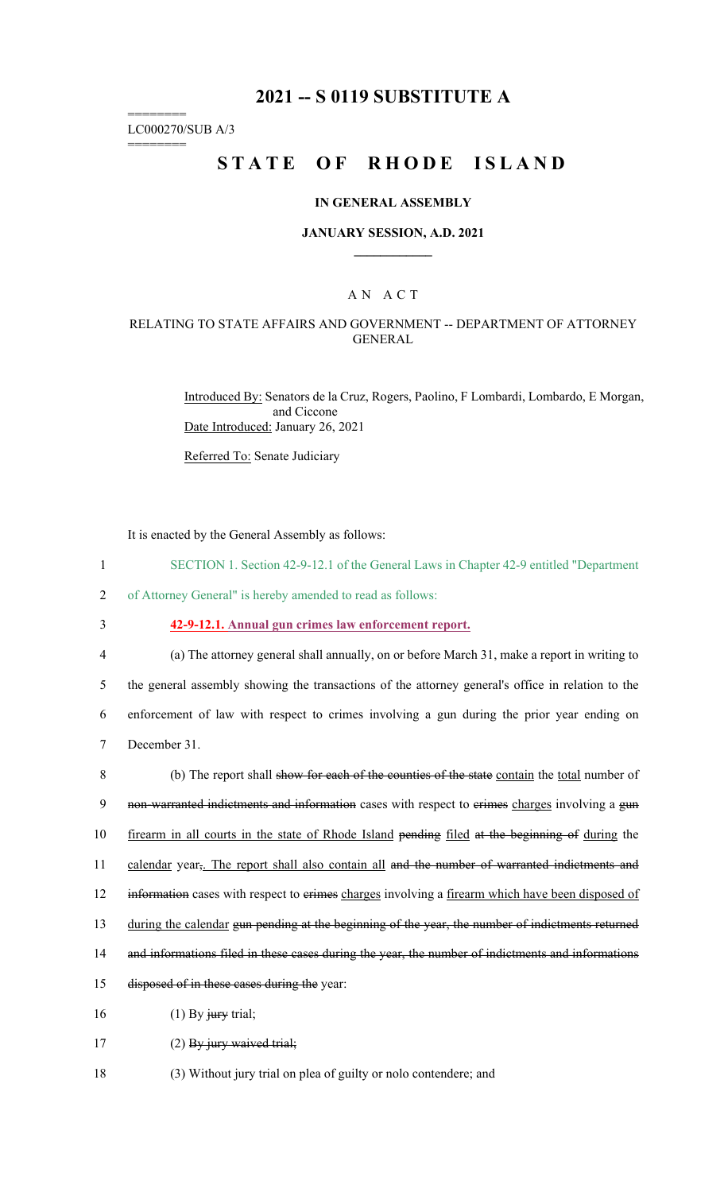# 2021 -- S 0119 SUBSTITUTE A

========
LC000270/SUB A/3
========

# STATE OF RHODE ISLAND

### IN GENERAL ASSEMBLY

### JANUARY SESSION, A.D. 2021

A N A C T

RELATING TO STATE AFFAIRS AND GOVERNMENT -- DEPARTMENT OF ATTORNEY GENERAL

Introduced By: Senators de la Cruz, Rogers, Paolino, F Lombardi, Lombardo, E Morgan, and Ciccone

Date Introduced: January 26, 2021

Referred To: Senate Judiciary

It is enacted by the General Assembly as follows:

1 SECTION 1. Section 42-9-12.1 of the General Laws in Chapter 42-9 entitled "Department

2 of Attorney General" is hereby amended to read as follows:

3 **42-9-12.1. Annual gun crimes law enforcement report.**

4 (a) The attorney general shall annually, on or before March 31, make a report in writing to

5 the general assembly showing the transactions of the attorney general's office in relation to the

6 enforcement of law with respect to crimes involving a gun during the prior year ending on

7 December 31.

8 (b) The report shall ~~show for each of the counties of the state~~ contain the total number of

9 ~~non-warranted indictments and information~~ cases with respect to ~~crimes~~ charges involving a ~~gun~~

10 firearm in all courts in the state of Rhode Island ~~pending~~ filed ~~at the beginning of~~ during the

11 calendar year~~,~~. The report shall also contain all ~~and the number of warranted indictments and~~

12 ~~information~~ cases with respect to ~~crimes~~ charges involving a firearm which have been disposed of

13 during the calendar ~~gun pending at the beginning of the year, the number of indictments returned~~

14 ~~and informations filed in these cases during the year, the number of indictments and informations~~

15 ~~disposed of in these cases during the~~ year:

16 (1) By ~~jury~~ trial;

17 (2) ~~By jury waived trial;~~

18 (3) Without jury trial on plea of guilty or nolo contendere; and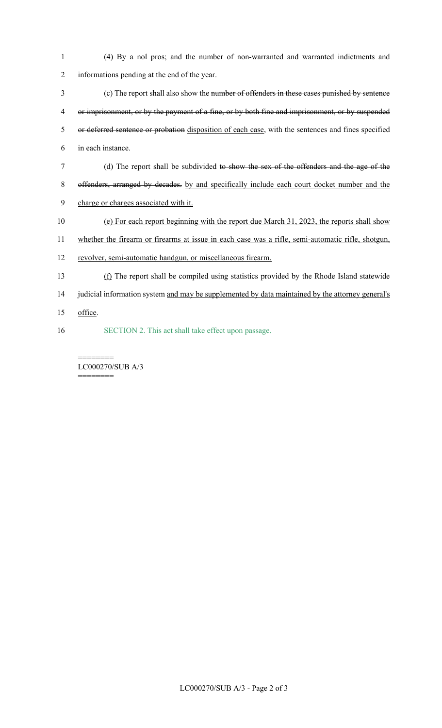(4) By a nol pros; and the number of non-warranted and warranted indictments and informations pending at the end of the year.

(c) The report shall also show the ~~number of offenders in these cases punished by sentence or imprisonment, or by the payment of a fine, or by both fine and imprisonment, or by suspended or deferred sentence or probation~~ <u>disposition of each case</u>, with the sentences and fines specified in each instance.

(d) The report shall be subdivided ~~to show the sex of the offenders and the age of the offenders, arranged by decades.~~ <u>by and specifically include each court docket number and the charge or charges associated with it.</u>

<u>(e) For each report beginning with the report due March 31, 2023, the reports shall show whether the firearm or firearms at issue in each case was a rifle, semi-automatic rifle, shotgun, revolver, semi-automatic handgun, or miscellaneous firearm.</u>

<u>(f)</u> The report shall be compiled using statistics provided by the Rhode Island statewide judicial information system <u>and may be supplemented by data maintained by the attorney general's office</u>.

SECTION 2. This act shall take effect upon passage.

========
LC000270/SUB A/3
========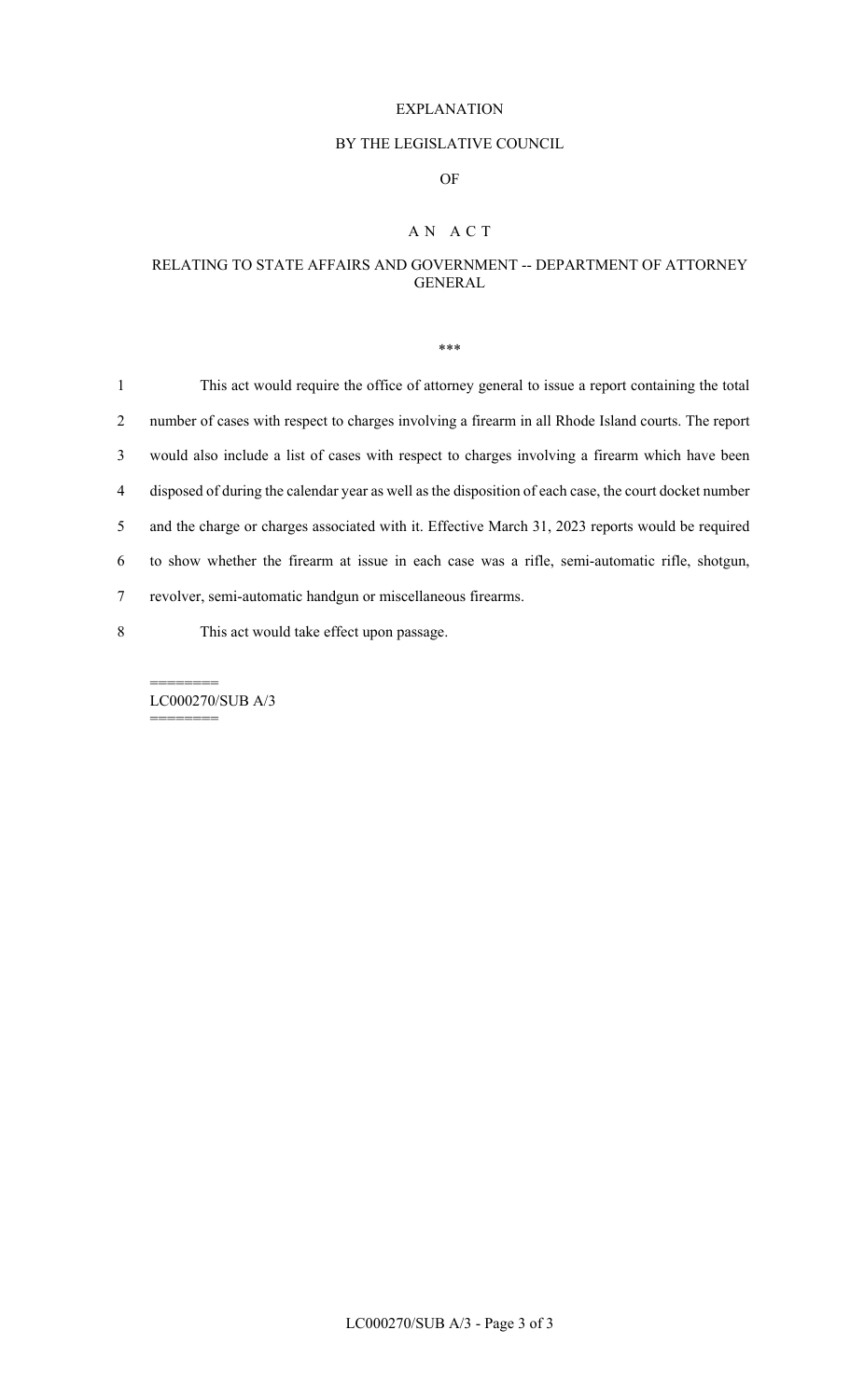EXPLANATION

BY THE LEGISLATIVE COUNCIL

OF

# A N A C T

RELATING TO STATE AFFAIRS AND GOVERNMENT -- DEPARTMENT OF ATTORNEY GENERAL

\*\*\*

This act would require the office of attorney general to issue a report containing the total number of cases with respect to charges involving a firearm in all Rhode Island courts. The report would also include a list of cases with respect to charges involving a firearm which have been disposed of during the calendar year as well as the disposition of each case, the court docket number and the charge or charges associated with it. Effective March 31, 2023 reports would be required to show whether the firearm at issue in each case was a rifle, semi-automatic rifle, shotgun, revolver, semi-automatic handgun or miscellaneous firearms.

This act would take effect upon passage.

========
LC000270/SUB A/3
========